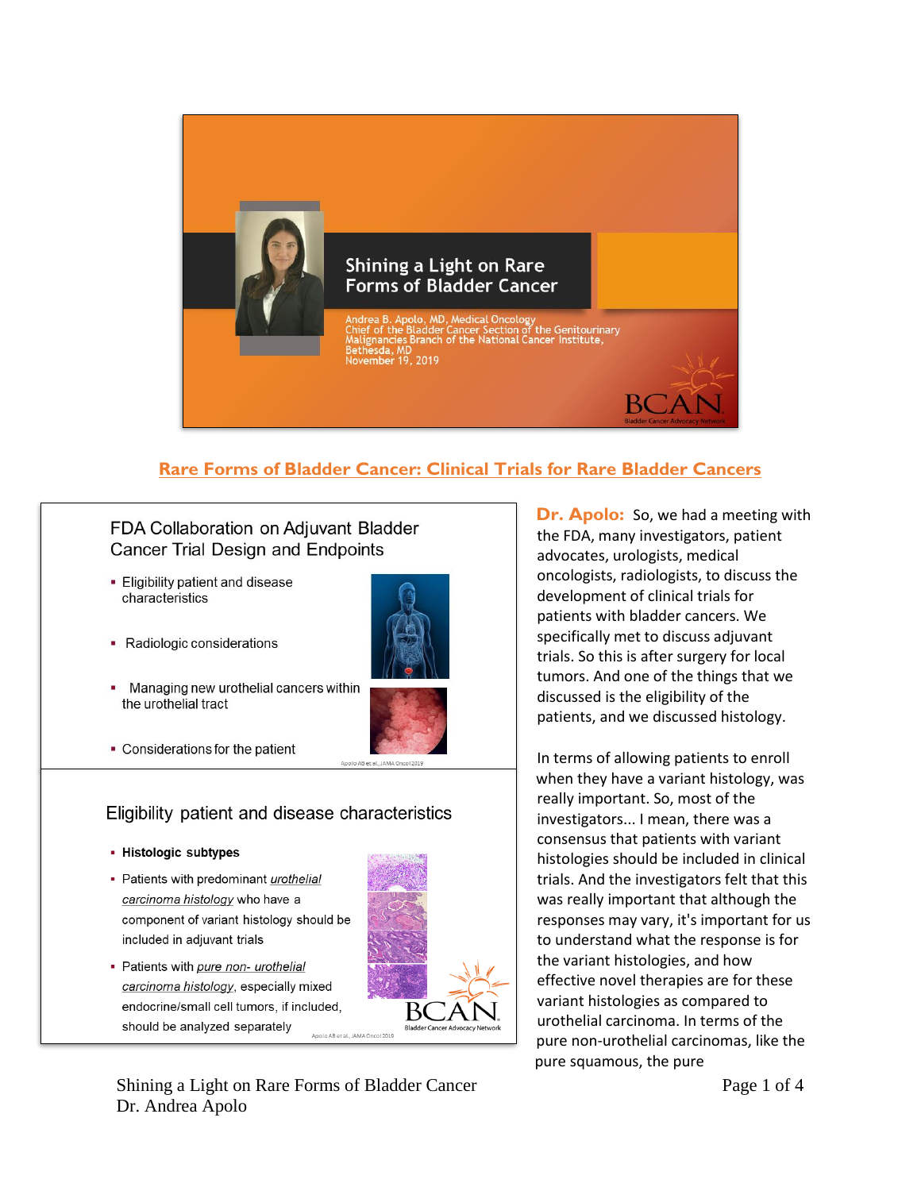Shining a Light on Rare Forms of Bladder Cancer

Andrea B. Apolo, MD, Medical Oncology
Chief of the Bladder Cancer Section of the Genitourinary Malignancies Branch of the National Cancer Institute, Bethesda, MD
November 19, 2019

## Rare Forms of Bladder Cancer: Clinical Trials for Rare Bladder Cancers

### FDA Collaboration on Adjuvant Bladder Cancer Trial Design and Endpoints

- Eligibility patient and disease characteristics
- Radiologic considerations
- Managing new urothelial cancers within the urothelial tract
- Considerations for the patient

Apolo AB et al., JAMA Oncol 2019

### Eligibility patient and disease characteristics

- **Histologic subtypes**
- Patients with predominant *urothelial carcinoma histology* who have a component of variant histology should be included in adjuvant trials
- Patients with *pure non- urothelial carcinoma histology*, especially mixed endocrine/small cell tumors, if included, should be analyzed separately

Apolo AB et al., JAMA Oncol 2019

**Dr. Apolo:** So, we had a meeting with the FDA, many investigators, patient advocates, urologists, medical oncologists, radiologists, to discuss the development of clinical trials for patients with bladder cancers. We specifically met to discuss adjuvant trials. So this is after surgery for local tumors. And one of the things that we discussed is the eligibility of the patients, and we discussed histology.

In terms of allowing patients to enroll when they have a variant histology, was really important. So, most of the investigators... I mean, there was a consensus that patients with variant histologies should be included in clinical trials. And the investigators felt that this was really important that although the responses may vary, it's important for us to understand what the response is for the variant histologies, and how effective novel therapies are for these variant histologies as compared to urothelial carcinoma. In terms of the pure non-urothelial carcinomas, like the pure squamous, the pure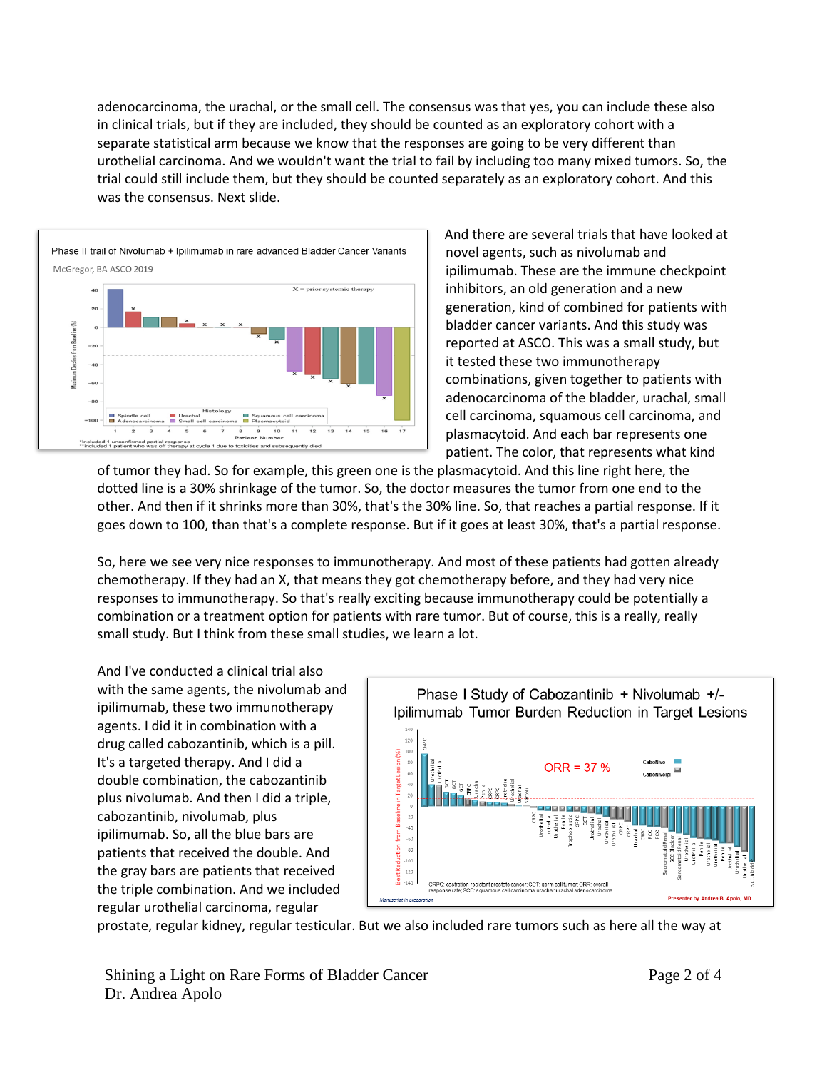adenocarcinoma, the urachal, or the small cell. The consensus was that yes, you can include these also in clinical trials, but if they are included, they should be counted as an exploratory cohort with a separate statistical arm because we know that the responses are going to be very different than urothelial carcinoma. And we wouldn't want the trial to fail by including too many mixed tumors. So, the trial could still include them, but they should be counted separately as an exploratory cohort. And this was the consensus. Next slide.

And there are several trials that have looked at novel agents, such as nivolumab and ipilimumab. These are the immune checkpoint inhibitors, an old generation and a new generation, kind of combined for patients with bladder cancer variants. And this study was reported at ASCO. This was a small study, but it tested these two immunotherapy combinations, given together to patients with adenocarcinoma of the bladder, urachal, small cell carcinoma, squamous cell carcinoma, and plasmacytoid. And each bar represents one patient. The color, that represents what kind of tumor they had. So for example, this green one is the plasmacytoid. And this line right here, the dotted line is a 30% shrinkage of the tumor. So, the doctor measures the tumor from one end to the other. And then if it shrinks more than 30%, that's the 30% line. So, that reaches a partial response. If it goes down to 100, than that's a complete response. But if it goes at least 30%, that's a partial response.

So, here we see very nice responses to immunotherapy. And most of these patients had gotten already chemotherapy. If they had an X, that means they got chemotherapy before, and they had very nice responses to immunotherapy. So that's really exciting because immunotherapy could be potentially a combination or a treatment option for patients with rare tumor. But of course, this is a really, really small study. But I think from these small studies, we learn a lot.

And I've conducted a clinical trial also with the same agents, the nivolumab and ipilimumab, these two immunotherapy agents. I did it in combination with a drug called cabozantinib, which is a pill. It's a targeted therapy. And I did a double combination, the cabozantinib plus nivolumab. And then I did a triple, cabozantinib, nivolumab, plus ipilimumab. So, all the blue bars are patients that received the double. And the gray bars are patients that received the triple combination. And we included regular urothelial carcinoma, regular prostate, regular kidney, regular testicular. But we also included rare tumors such as here all the way at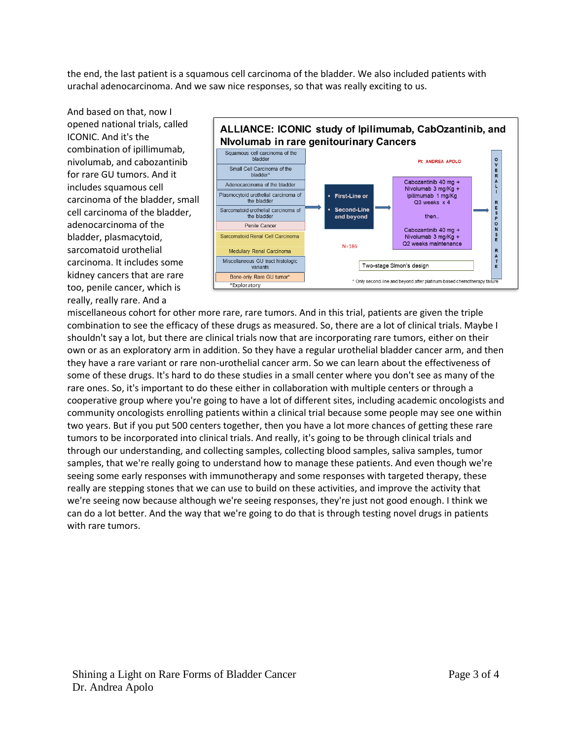the end, the last patient is a squamous cell carcinoma of the bladder. We also included patients with urachal adenocarcinoma. And we saw nice responses, so that was really exciting to us.

And based on that, now I opened national trials, called ICONIC. And it's the combination of ipillmumab, nivolumab, and cabozantinib for rare GU tumors. And it includes squamous cell carcinoma of the bladder, small cell carcinoma of the bladder, adenocarcinoma of the bladder, plasmacytoid, sarcomatoid urothelial carcinoma. It includes some kidney cancers that are rare too, penile cancer, which is really, really rare. And a miscellaneous cohort for other more rare, rare tumors. And in this trial, patients are given the triple combination to see the efficacy of these drugs as measured. So, there are a lot of clinical trials. Maybe I shouldn't say a lot, but there are clinical trials now that are incorporating rare tumors, either on their own or as an exploratory arm in addition. So they have a regular urothelial bladder cancer arm, and then they have a rare variant or rare non-urothelial cancer arm. So we can learn about the effectiveness of some of these drugs. It's hard to do these studies in a small center where you don't see as many of the rare ones. So, it's important to do these either in collaboration with multiple centers or through a cooperative group where you're going to have a lot of different sites, including academic oncologists and community oncologists enrolling patients within a clinical trial because some people may see one within two years. But if you put 500 centers together, then you have a lot more chances of getting these rare tumors to be incorporated into clinical trials. And really, it's going to be through clinical trials and through our understanding, and collecting samples, collecting blood samples, saliva samples, tumor samples, that we're really going to understand how to manage these patients. And even though we're seeing some early responses with immunotherapy and some responses with targeted therapy, these really are stepping stones that we can use to build on these activities, and improve the activity that we're seeing now because although we're seeing responses, they're just not good enough. I think we can do a lot better. And the way that we're going to do that is through testing novel drugs in patients with rare tumors.

**ALLIANCE: ICONIC study of Ipilimumab, CabOzantinib, and NIvolumab in rare genitourinary Cancers**

PI: ANDREA APOLO

- Squamous cell carcinoma of the bladder
- Small Cell Carcinoma of the bladder^
- Adenocarcinoma of the bladder
- Plasmacytoid urothelial carcinoma of the bladder
- Sarcomatoid urothelial carcinoma of the bladder
- Penile Cancer
- Sarcomatoid Renal Cell Carcinoma
- Medullary Renal Carcinoma
- Miscellaneous GU tract histologic variants
- Bone-only Rare GU tumor*

*Exploratory

N=186

- First-Line or
- Second-Line and beyond

Cabozantinib 40 mg + Nivolumab 3 mg/Kg + Ipilimumab 1 mg/Kg Q3 weeks x 4

then..

Cabozantinib 40 mg + Nivolumab 3 mg/Kg + Q2 weeks maintenance

OVERALL RESPONSE RATE

Two-stage Simon's design

^ Only second-line and beyond after platinum-based chemotherapy failure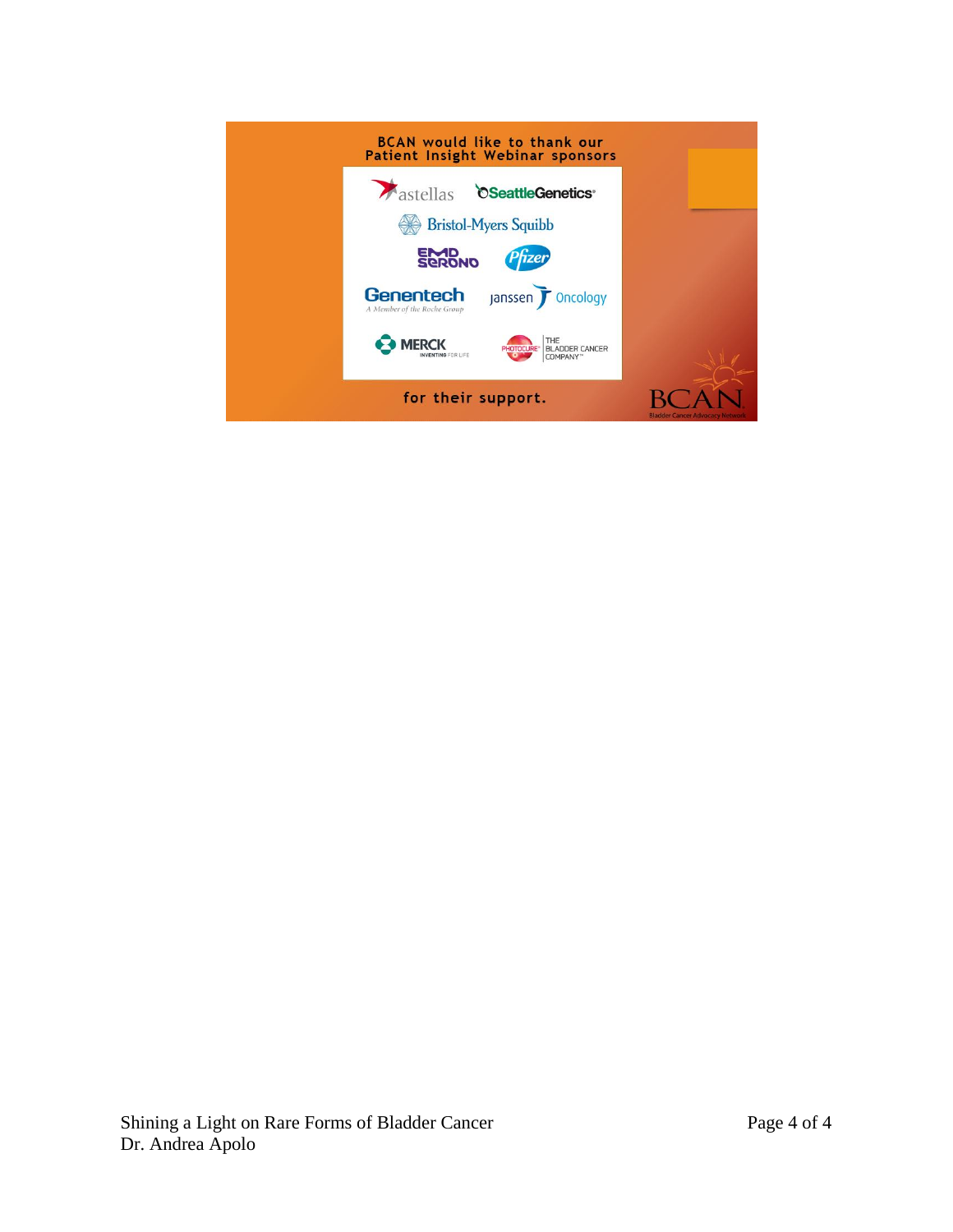BCAN would like to thank our Patient Insight Webinar sponsors

astellas

SeattleGenetics

Bristol-Myers Squibb

EMD SERONO

Pfizer

Genentech
A Member of the Roche Group

Janssen Oncology

MERCK
INVENTING FOR LIFE

PHOTOCURE THE BLADDER CANCER COMPANY

for their support.

BCAN
Bladder Cancer Advocacy Network